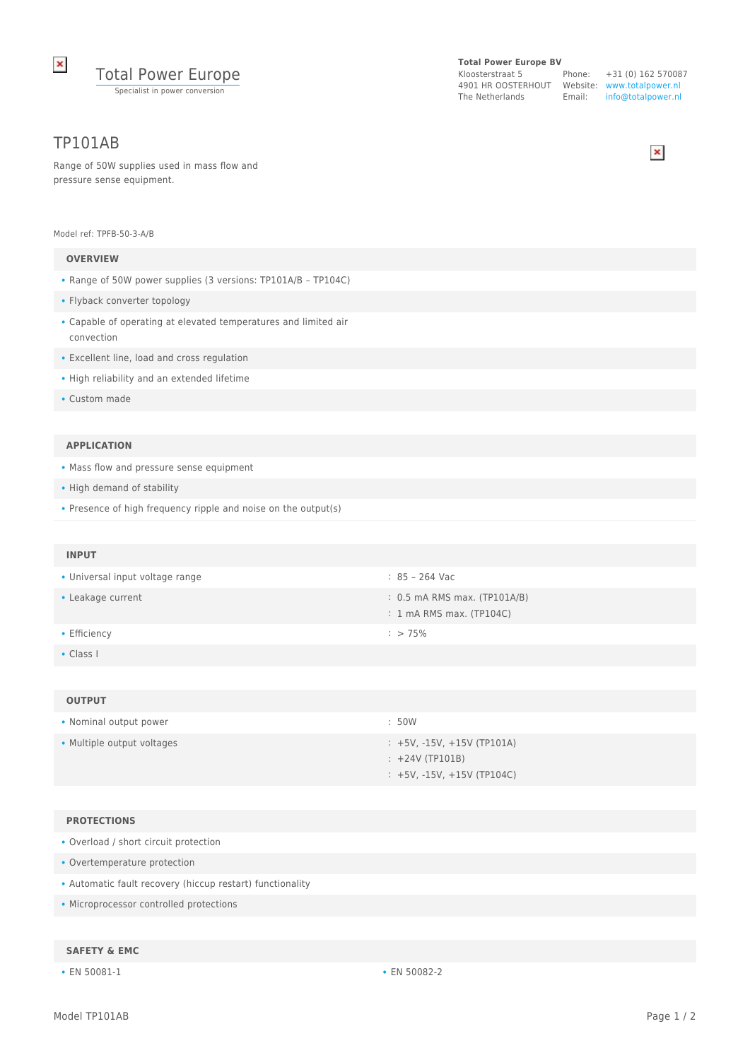Total Power Europe
Specialist in power conversion

**Total Power Europe BV**
Kloosterstraat 5
4901 HR OOSTERHOUT
The Netherlands

Phone: +31 (0) 162 570087
Website: www.totalpower.nl
Email: info@totalpower.nl

# TP101AB

Range of 50W supplies used in mass flow and pressure sense equipment.

Model ref: TPFB-50-3-A/B

## OVERVIEW

- Range of 50W power supplies (3 versions: TP101A/B – TP104C)
- Flyback converter topology
- Capable of operating at elevated temperatures and limited air convection
- Excellent line, load and cross regulation
- High reliability and an extended lifetime
- Custom made

## APPLICATION

- Mass flow and pressure sense equipment
- High demand of stability
- Presence of high frequency ripple and noise on the output(s)

## INPUT

- Universal input voltage range : 85 – 264 Vac
- Leakage current : 0.5 mA RMS max. (TP101A/B)
  : 1 mA RMS max. (TP104C)
- Efficiency : > 75%
- Class I

## OUTPUT

- Nominal output power : 50W
- Multiple output voltages : +5V, -15V, +15V (TP101A)
  : +24V (TP101B)
  : +5V, -15V, +15V (TP104C)

## PROTECTIONS

- Overload / short circuit protection
- Overtemperature protection
- Automatic fault recovery (hiccup restart) functionality
- Microprocessor controlled protections

## SAFETY & EMC

- EN 50081-1
- EN 50082-2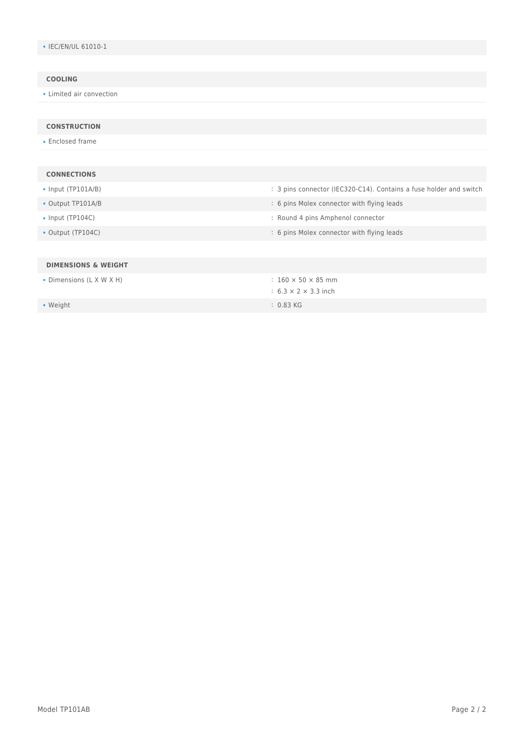- IEC/EN/UL 61010-1

### COOLING

- Limited air convection

### CONSTRUCTION

- Enclosed frame

### CONNECTIONS

| | |
|---|---|
| • Input (TP101A/B) | : 3 pins connector (IEC320-C14). Contains a fuse holder and switch |
| • Output TP101A/B | : 6 pins Molex connector with flying leads |
| • Input (TP104C) | : Round 4 pins Amphenol connector |
| • Output (TP104C) | : 6 pins Molex connector with flying leads |

### DIMENSIONS & WEIGHT

| | |
|---|---|
| • Dimensions (L X W X H) | : 160 × 50 × 85 mm<br>: 6.3 × 2 × 3.3 inch |
| • Weight | : 0.83 KG |